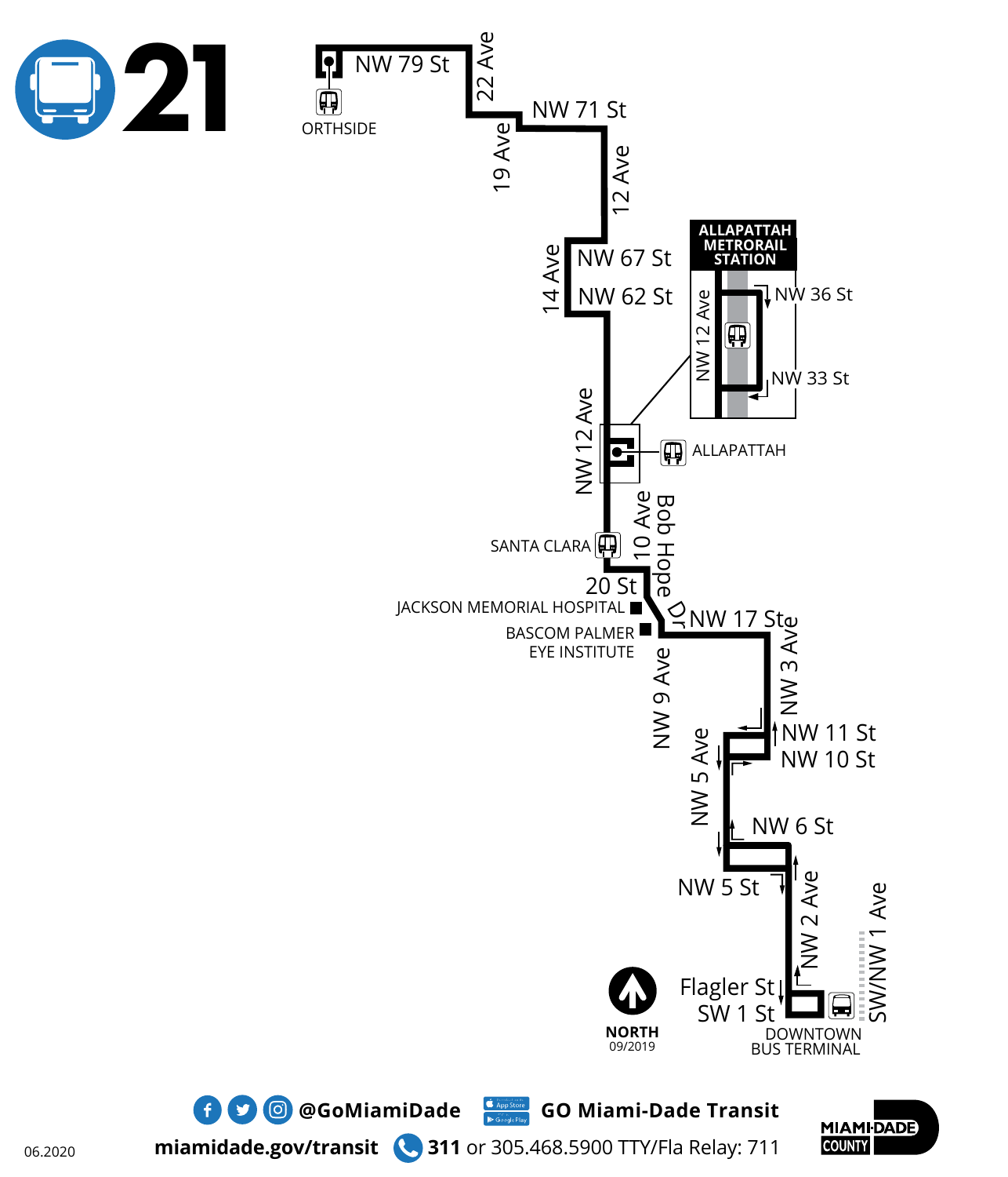# 21

NW 79 St

22 Ave

ORTHSIDE

NW 71 St

19 Ave

12 Ave

14 Ave

NW 67 St

NW 62 St

ALLAPATTAH METRORAIL STATION

NW 12 Ave

NW 36 St

NW 33 St

NW 12 Ave

ALLAPATTAH

SANTA CLARA

10 Ave

Bob Hope Dr

20 St

JACKSON MEMORIAL HOSPITAL

BASCOM PALMER EYE INSTITUTE

NW 17 St

NW 3 Ave

NW 9 Ave

NW 11 St

NW 10 St

NW 5 Ave

NW 6 St

NW 5 St

NW 2 Ave

SW/NW 1 Ave

Flagler St

SW 1 St

DOWNTOWN BUS TERMINAL

NORTH

09/2019

@GoMiamiDade

GO Miami-Dade Transit

miamidade.gov/transit

**311** or 305.468.5900 TTY/Fla Relay: 711

MIAMI-DADE COUNTY

06.2020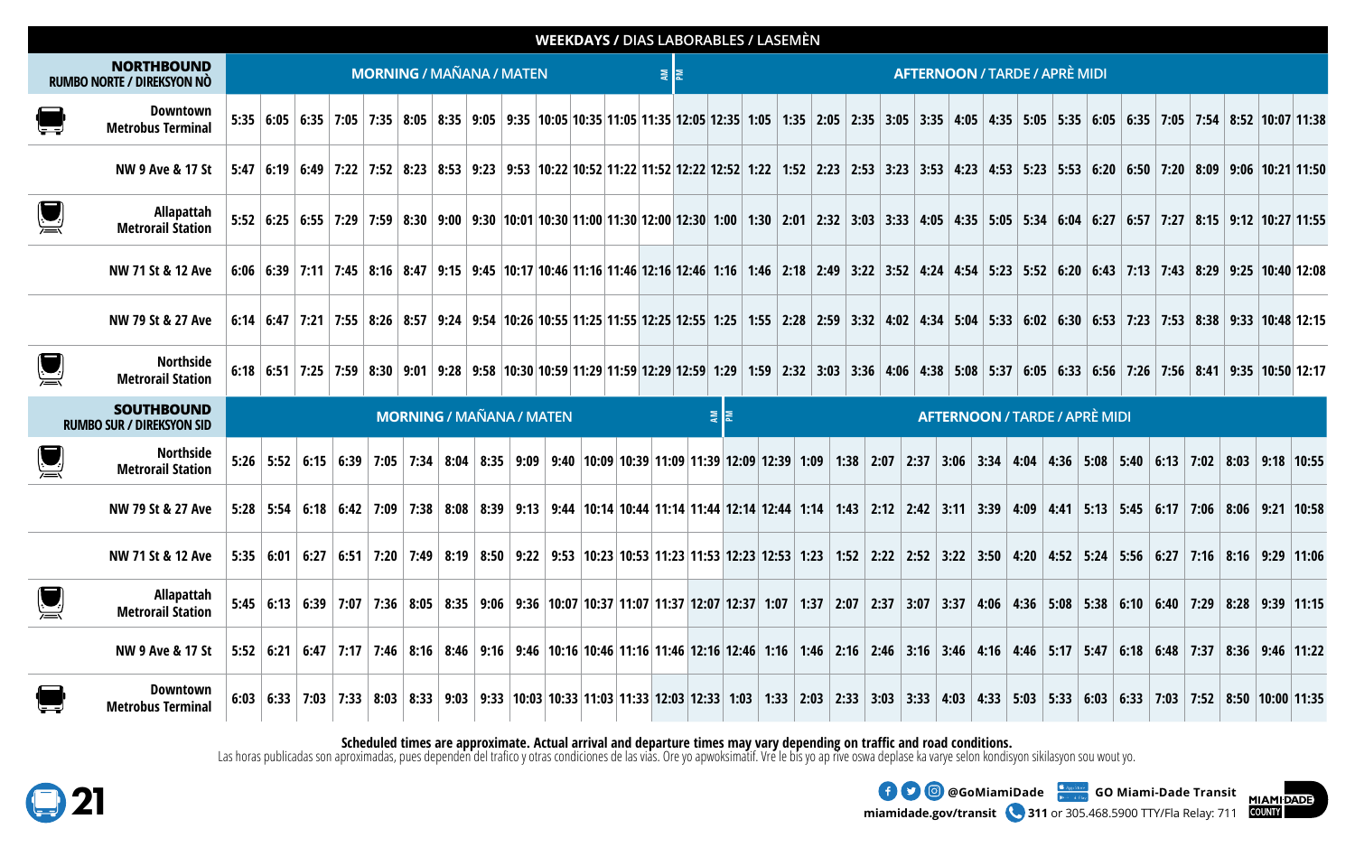## WEEKDAYS / DIAS LABORABLES / LASEMÈN

### NORTHBOUND / RUMBO NORTE / DIREKSYON NÒ

| Stop | MORNING / MAÑANA / MATEN | | | | | | | | | | | | | | AFTERNOON / TARDE / APRÈ MIDI | | | | | | | | | | | | | | | | | | | | |
|---|---|---|---|---|---|---|---|---|---|---|---|---|---|---|---|---|---|---|---|---|---|---|---|---|---|---|---|---|---|---|---|---|---|---|---|
| Downtown Metrobus Terminal | 5:35 | 6:05 | 6:35 | 7:05 | 7:35 | 8:05 | 8:35 | 9:05 | 9:35 | 10:05 | 10:35 | 11:05 | 11:35 | 12:05 | 12:35 | 1:05 | 1:35 | 2:05 | 2:35 | 3:05 | 3:35 | 4:05 | 4:35 | 5:05 | 5:35 | 6:05 | 6:35 | 7:05 | 7:54 | 8:52 | 10:07 | 11:38 |
| NW 9 Ave & 17 St | 5:47 | 6:19 | 6:49 | 7:22 | 7:52 | 8:23 | 8:53 | 9:23 | 9:53 | 10:22 | 10:52 | 11:22 | 11:52 | 12:22 | 12:52 | 1:22 | 1:52 | 2:23 | 2:53 | 3:23 | 3:53 | 4:23 | 4:53 | 5:23 | 5:53 | 6:20 | 6:50 | 7:20 | 8:09 | 9:06 | 10:21 | 11:50 |
| Allapattah Metrorail Station | 5:52 | 6:25 | 6:55 | 7:29 | 7:59 | 8:30 | 9:00 | 9:30 | 10:01 | 10:30 | 11:00 | 11:30 | 12:00 | 12:30 | 1:00 | 1:30 | 2:01 | 2:32 | 3:03 | 3:33 | 4:05 | 4:35 | 5:05 | 5:34 | 6:04 | 6:27 | 6:57 | 7:27 | 8:15 | 9:12 | 10:27 | 11:55 |
| NW 71 St & 12 Ave | 6:06 | 6:39 | 7:11 | 7:45 | 8:16 | 8:47 | 9:15 | 9:45 | 10:17 | 10:46 | 11:16 | 11:46 | 12:16 | 12:46 | 1:16 | 1:46 | 2:18 | 2:49 | 3:22 | 3:52 | 4:24 | 4:54 | 5:23 | 5:52 | 6:20 | 6:43 | 7:13 | 7:43 | 8:29 | 9:25 | 10:40 | 12:08 |
| NW 79 St & 27 Ave | 6:14 | 6:47 | 7:21 | 7:55 | 8:26 | 8:57 | 9:24 | 9:54 | 10:26 | 10:55 | 11:25 | 11:55 | 12:25 | 12:55 | 1:25 | 1:55 | 2:28 | 2:59 | 3:32 | 4:02 | 4:34 | 5:04 | 5:33 | 6:02 | 6:30 | 6:53 | 7:23 | 7:53 | 8:38 | 9:33 | 10:48 | 12:15 |
| Northside Metrorail Station | 6:18 | 6:51 | 7:25 | 7:59 | 8:30 | 9:01 | 9:28 | 9:58 | 10:30 | 10:59 | 11:29 | 11:59 | 12:29 | 12:59 | 1:29 | 1:59 | 2:32 | 3:03 | 3:36 | 4:06 | 4:38 | 5:08 | 5:37 | 6:05 | 6:33 | 6:56 | 7:26 | 7:56 | 8:41 | 9:35 | 10:50 | 12:17 |

### SOUTHBOUND / RUMBO SUR / DIREKSYON SID

| Stop | MORNING / MAÑANA / MATEN | | | | | | | | | | | | | | AFTERNOON / TARDE / APRÈ MIDI | | | | | | | | | | | | | | | | | | | |
|---|---|---|---|---|---|---|---|---|---|---|---|---|---|---|---|---|---|---|---|---|---|---|---|---|---|---|---|---|---|---|
| Northside Metrorail Station | 5:26 | 5:52 | 6:15 | 6:39 | 7:05 | 7:34 | 8:04 | 8:35 | 9:09 | 9:40 | 10:09 | 10:39 | 11:09 | 11:39 | 12:09 | 12:39 | 1:09 | 1:38 | 2:07 | 2:37 | 3:06 | 3:34 | 4:04 | 4:36 | 5:08 | 5:40 | 6:13 | 7:02 | 8:03 | 9:18 | 10:55 |
| NW 79 St & 27 Ave | 5:28 | 5:54 | 6:18 | 6:42 | 7:09 | 7:38 | 8:08 | 8:39 | 9:13 | 9:44 | 10:14 | 10:44 | 11:14 | 11:44 | 12:14 | 12:44 | 1:14 | 1:43 | 2:12 | 2:42 | 3:11 | 3:39 | 4:09 | 4:41 | 5:13 | 5:45 | 6:17 | 7:06 | 8:06 | 9:21 | 10:58 |
| NW 71 St & 12 Ave | 5:35 | 6:01 | 6:27 | 6:51 | 7:20 | 7:49 | 8:19 | 8:50 | 9:22 | 9:53 | 10:23 | 10:53 | 11:23 | 11:53 | 12:23 | 12:53 | 1:23 | 1:52 | 2:22 | 2:52 | 3:22 | 3:50 | 4:20 | 4:52 | 5:24 | 5:56 | 6:27 | 7:16 | 8:16 | 9:29 | 11:06 |
| Allapattah Metrorail Station | 5:45 | 6:13 | 6:39 | 7:07 | 7:36 | 8:05 | 8:35 | 9:06 | 9:36 | 10:07 | 10:37 | 11:07 | 11:37 | 12:07 | 12:37 | 1:07 | 1:37 | 2:07 | 2:37 | 3:07 | 3:37 | 4:06 | 4:36 | 5:08 | 5:38 | 6:10 | 6:40 | 7:29 | 8:28 | 9:39 | 11:15 |
| NW 9 Ave & 17 St | 5:52 | 6:21 | 6:47 | 7:17 | 7:46 | 8:16 | 8:46 | 9:16 | 9:46 | 10:16 | 10:46 | 11:16 | 11:46 | 12:16 | 12:46 | 1:16 | 1:46 | 2:16 | 2:46 | 3:16 | 3:46 | 4:16 | 4:46 | 5:17 | 5:47 | 6:18 | 6:48 | 7:37 | 8:36 | 9:46 | 11:22 |
| Downtown Metrobus Terminal | 6:03 | 6:33 | 7:03 | 7:33 | 8:03 | 8:33 | 9:03 | 9:33 | 10:03 | 10:33 | 11:03 | 11:33 | 12:03 | 12:33 | 1:03 | 1:33 | 2:03 | 2:33 | 3:03 | 3:33 | 4:03 | 4:33 | 5:03 | 5:33 | 6:03 | 6:33 | 7:03 | 7:52 | 8:50 | 10:00 | 11:35 |

**Scheduled times are approximate. Actual arrival and departure times may vary depending on traffic and road conditions.**

Las horas publicadas son aproximadas, pues dependen del trafico y otras condiciones de las vías. Ore yo apwoksimatif. Vrè lè bis yo ap rive oswa deplase ka varye selon kondisyon sikilasyon sou wout yo.

**21**

@GoMiamiDade — GO Miami-Dade Transit

miamidade.gov/transit — 311 or 305.468.5900 TTY/Fla Relay: 711

MIAMI-DADE COUNTY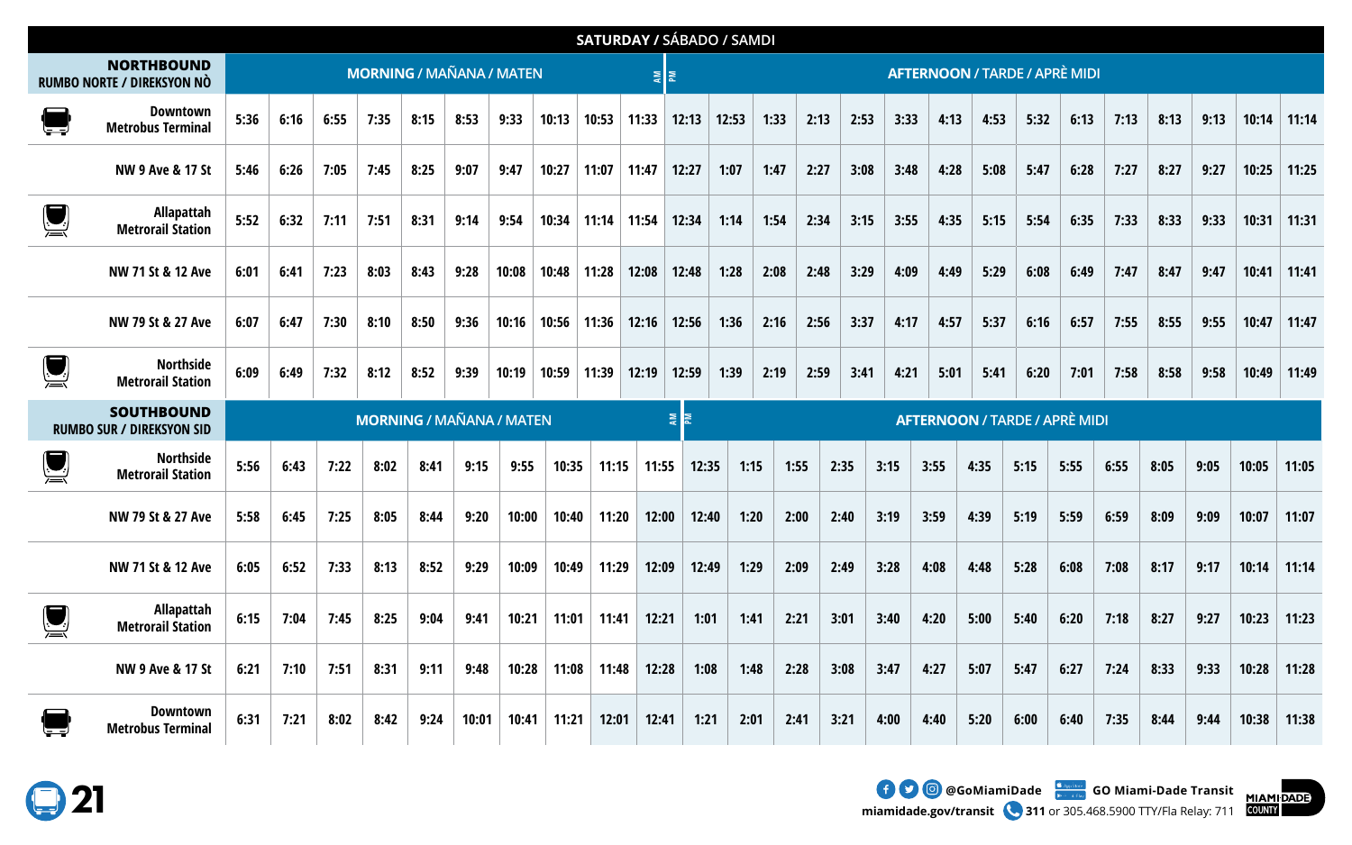## SATURDAY / SÁBADO / SAMDI

### NORTHBOUND / RUMBO NORTE / DIREKSYON NÒ

| Stop | MORNING / MAÑANA / MATEN | | | | | | | | | | AFTERNOON / TARDE / APRÈ MIDI | | | | | | | | | | | | | | | |
|---|---|---|---|---|---|---|---|---|---|---|---|---|---|---|---|---|---|---|---|---|---|---|---|---|---|---|
| Downtown Metrobus Terminal | 5:36 | 6:16 | 6:55 | 7:35 | 8:15 | 8:53 | 9:33 | 10:13 | 10:53 | 11:33 | 12:13 | 12:53 | 1:33 | 2:13 | 2:53 | 3:33 | 4:13 | 4:53 | 5:32 | 6:13 | 7:13 | 8:13 | 9:13 | 10:14 | 11:14 |
| NW 9 Ave & 17 St | 5:46 | 6:26 | 7:05 | 7:45 | 8:25 | 9:07 | 9:47 | 10:27 | 11:07 | 11:47 | 12:27 | 1:07 | 1:47 | 2:27 | 3:08 | 3:48 | 4:28 | 5:08 | 5:47 | 6:28 | 7:27 | 8:27 | 9:27 | 10:25 | 11:25 |
| Allapattah Metrorail Station | 5:52 | 6:32 | 7:11 | 7:51 | 8:31 | 9:14 | 9:54 | 10:34 | 11:14 | 11:54 | 12:34 | 1:14 | 1:54 | 2:34 | 3:15 | 3:55 | 4:35 | 5:15 | 5:54 | 6:35 | 7:33 | 8:33 | 9:33 | 10:31 | 11:31 |
| NW 71 St & 12 Ave | 6:01 | 6:41 | 7:23 | 8:03 | 8:43 | 9:28 | 10:08 | 10:48 | 11:28 | 12:08 | 12:48 | 1:28 | 2:08 | 2:48 | 3:29 | 4:09 | 4:49 | 5:29 | 6:08 | 6:49 | 7:47 | 8:47 | 9:47 | 10:41 | 11:41 |
| NW 79 St & 27 Ave | 6:07 | 6:47 | 7:30 | 8:10 | 8:50 | 9:36 | 10:16 | 10:56 | 11:36 | 12:16 | 12:56 | 1:36 | 2:16 | 2:56 | 3:37 | 4:17 | 4:57 | 5:37 | 6:16 | 6:57 | 7:55 | 8:55 | 9:55 | 10:47 | 11:47 |
| Northside Metrorail Station | 6:09 | 6:49 | 7:32 | 8:12 | 8:52 | 9:39 | 10:19 | 10:59 | 11:39 | 12:19 | 12:59 | 1:39 | 2:19 | 2:59 | 3:41 | 4:21 | 5:01 | 5:41 | 6:20 | 7:01 | 7:58 | 8:58 | 9:58 | 10:49 | 11:49 |

### SOUTHBOUND / RUMBO SUR / DIREKSYON SID

| Stop | MORNING / MAÑANA / MATEN | | | | | | | | | | AFTERNOON / TARDE / APRÈ MIDI | | | | | | | | | | | | | | |
|---|---|---|---|---|---|---|---|---|---|---|---|---|---|---|---|---|---|---|---|---|---|---|---|---|---|
| Northside Metrorail Station | 5:56 | 6:43 | 7:22 | 8:02 | 8:41 | 9:15 | 9:55 | 10:35 | 11:15 | 11:55 | 12:35 | 1:15 | 1:55 | 2:35 | 3:15 | 3:55 | 4:35 | 5:15 | 5:55 | 6:55 | 8:05 | 9:05 | 10:05 | 11:05 |
| NW 79 St & 27 Ave | 5:58 | 6:45 | 7:25 | 8:05 | 8:44 | 9:20 | 10:00 | 10:40 | 11:20 | 12:00 | 12:40 | 1:20 | 2:00 | 2:40 | 3:19 | 3:59 | 4:39 | 5:19 | 5:59 | 6:59 | 8:09 | 9:09 | 10:07 | 11:07 |
| NW 71 St & 12 Ave | 6:05 | 6:52 | 7:33 | 8:13 | 8:52 | 9:29 | 10:09 | 10:49 | 11:29 | 12:09 | 12:49 | 1:29 | 2:09 | 2:49 | 3:28 | 4:08 | 4:48 | 5:28 | 6:08 | 7:08 | 8:17 | 9:17 | 10:14 | 11:14 |
| Allapattah Metrorail Station | 6:15 | 7:04 | 7:45 | 8:25 | 9:04 | 9:41 | 10:21 | 11:01 | 11:41 | 12:21 | 1:01 | 1:41 | 2:21 | 3:01 | 3:40 | 4:20 | 5:00 | 5:40 | 6:20 | 7:18 | 8:27 | 9:27 | 10:23 | 11:23 |
| NW 9 Ave & 17 St | 6:21 | 7:10 | 7:51 | 8:31 | 9:11 | 9:48 | 10:28 | 11:08 | 11:48 | 12:28 | 1:08 | 1:48 | 2:28 | 3:08 | 3:47 | 4:27 | 5:07 | 5:47 | 6:27 | 7:24 | 8:33 | 9:33 | 10:28 | 11:28 |
| Downtown Metrobus Terminal | 6:31 | 7:21 | 8:02 | 8:42 | 9:24 | 10:01 | 10:41 | 11:21 | 12:01 | 12:41 | 1:21 | 2:01 | 2:41 | 3:21 | 4:00 | 4:40 | 5:20 | 6:00 | 6:40 | 7:35 | 8:44 | 9:44 | 10:38 | 11:38 |

**21**

@GoMiamiDade | GO Miami-Dade Transit | miamidade.gov/transit | 311 or 305.468.5900 TTY/Fla Relay: 711 | MIAMI-DADE COUNTY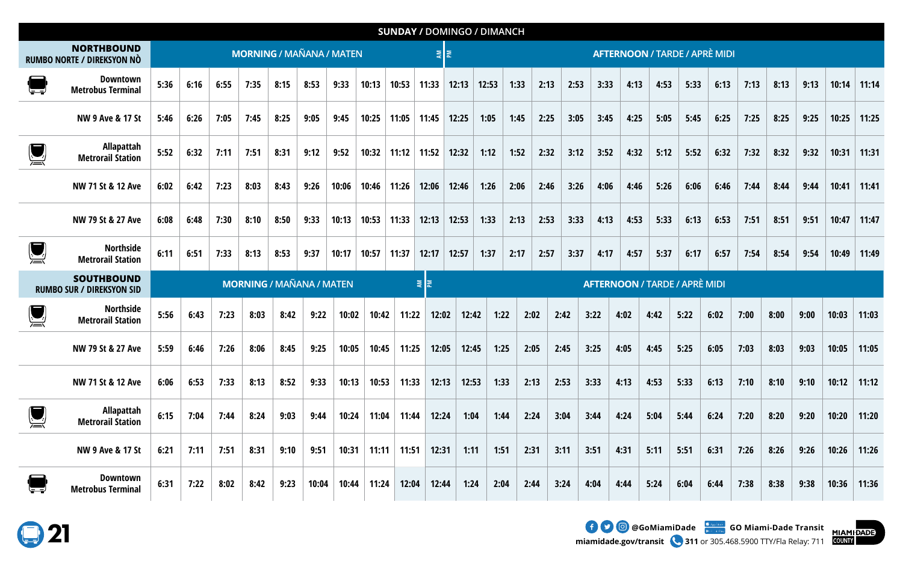## SUNDAY / DOMINGO / DIMANCH

| NORTHBOUND RUMBO NORTE / DIREKSYON NÒ | MORNING / MAÑANA / MATEN | | | | | | | | | AM | PM AFTERNOON / TARDE / APRÈ MIDI | | | | | | | | | | | | | | | | | |
|---|---|---|---|---|---|---|---|---|---|---|---|---|---|---|---|---|---|---|---|---|---|---|---|---|---|---|---|---|
| Downtown Metrobus Terminal | 5:36 | 6:16 | 6:55 | 7:35 | 8:15 | 8:53 | 9:33 | 10:13 | 10:53 | 11:33 | 12:13 | 12:53 | 1:33 | 2:13 | 2:53 | 3:33 | 4:13 | 4:53 | 5:33 | 6:13 | 7:13 | 8:13 | 9:13 | 10:14 | 11:14 |
| NW 9 Ave & 17 St | 5:46 | 6:26 | 7:05 | 7:45 | 8:25 | 9:05 | 9:45 | 10:25 | 11:05 | 11:45 | 12:25 | 1:05 | 1:45 | 2:25 | 3:05 | 3:45 | 4:25 | 5:05 | 5:45 | 6:25 | 7:25 | 8:25 | 9:25 | 10:25 | 11:25 |
| Allapattah Metrorail Station | 5:52 | 6:32 | 7:11 | 7:51 | 8:31 | 9:12 | 9:52 | 10:32 | 11:12 | 11:52 | 12:32 | 1:12 | 1:52 | 2:32 | 3:12 | 3:52 | 4:32 | 5:12 | 5:52 | 6:32 | 7:32 | 8:32 | 9:32 | 10:31 | 11:31 |
| NW 71 St & 12 Ave | 6:02 | 6:42 | 7:23 | 8:03 | 8:43 | 9:26 | 10:06 | 10:46 | 11:26 | 12:06 | 12:46 | 1:26 | 2:06 | 2:46 | 3:26 | 4:06 | 4:46 | 5:26 | 6:06 | 6:46 | 7:44 | 8:44 | 9:44 | 10:41 | 11:41 |
| NW 79 St & 27 Ave | 6:08 | 6:48 | 7:30 | 8:10 | 8:50 | 9:33 | 10:13 | 10:53 | 11:33 | 12:13 | 12:53 | 1:33 | 2:13 | 2:53 | 3:33 | 4:13 | 4:53 | 5:33 | 6:13 | 6:53 | 7:51 | 8:51 | 9:51 | 10:47 | 11:47 |
| Northside Metrorail Station | 6:11 | 6:51 | 7:33 | 8:13 | 8:53 | 9:37 | 10:17 | 10:57 | 11:37 | 12:17 | 12:57 | 1:37 | 2:17 | 2:57 | 3:37 | 4:17 | 4:57 | 5:37 | 6:17 | 6:57 | 7:54 | 8:54 | 9:54 | 10:49 | 11:49 |

| SOUTHBOUND RUMBO SUR / DIREKSYON SID | MORNING / MAÑANA / MATEN | | | | | | | | AM | PM AFTERNOON / TARDE / APRÈ MIDI | | | | | | | | | | | | | | | |
|---|---|---|---|---|---|---|---|---|---|---|---|---|---|---|---|---|---|---|---|---|---|---|---|---|---|
| Northside Metrorail Station | 5:56 | 6:43 | 7:23 | 8:03 | 8:42 | 9:22 | 10:02 | 10:42 | 11:22 | 12:02 | 12:42 | 1:22 | 2:02 | 2:42 | 3:22 | 4:02 | 4:42 | 5:22 | 6:02 | 7:00 | 8:00 | 9:00 | 10:03 | 11:03 |
| NW 79 St & 27 Ave | 5:59 | 6:46 | 7:26 | 8:06 | 8:45 | 9:25 | 10:05 | 10:45 | 11:25 | 12:05 | 12:45 | 1:25 | 2:05 | 2:45 | 3:25 | 4:05 | 4:45 | 5:25 | 6:05 | 7:03 | 8:03 | 9:03 | 10:05 | 11:05 |
| NW 71 St & 12 Ave | 6:06 | 6:53 | 7:33 | 8:13 | 8:52 | 9:33 | 10:13 | 10:53 | 11:33 | 12:13 | 12:53 | 1:33 | 2:13 | 2:53 | 3:33 | 4:13 | 4:53 | 5:33 | 6:13 | 7:10 | 8:10 | 9:10 | 10:12 | 11:12 |
| Allapattah Metrorail Station | 6:15 | 7:04 | 7:44 | 8:24 | 9:03 | 9:44 | 10:24 | 11:04 | 11:44 | 12:24 | 1:04 | 1:44 | 2:24 | 3:04 | 3:44 | 4:24 | 5:04 | 5:44 | 6:24 | 7:20 | 8:20 | 9:20 | 10:20 | 11:20 |
| NW 9 Ave & 17 St | 6:21 | 7:11 | 7:51 | 8:31 | 9:10 | 9:51 | 10:31 | 11:11 | 11:51 | 12:31 | 1:11 | 1:51 | 2:31 | 3:11 | 3:51 | 4:31 | 5:11 | 5:51 | 6:31 | 7:26 | 8:26 | 9:26 | 10:26 | 11:26 |
| Downtown Metrobus Terminal | 6:31 | 7:22 | 8:02 | 8:42 | 9:23 | 10:04 | 10:44 | 11:24 | 12:04 | 12:44 | 1:24 | 2:04 | 2:44 | 3:24 | 4:04 | 4:44 | 5:24 | 6:04 | 6:44 | 7:38 | 8:38 | 9:38 | 10:36 | 11:36 |

21

@GoMiamiDade · GO Miami-Dade Transit

miamidade.gov/transit · 311 or 305.468.5900 TTY/Fla Relay: 711

MIAMI-DADE COUNTY